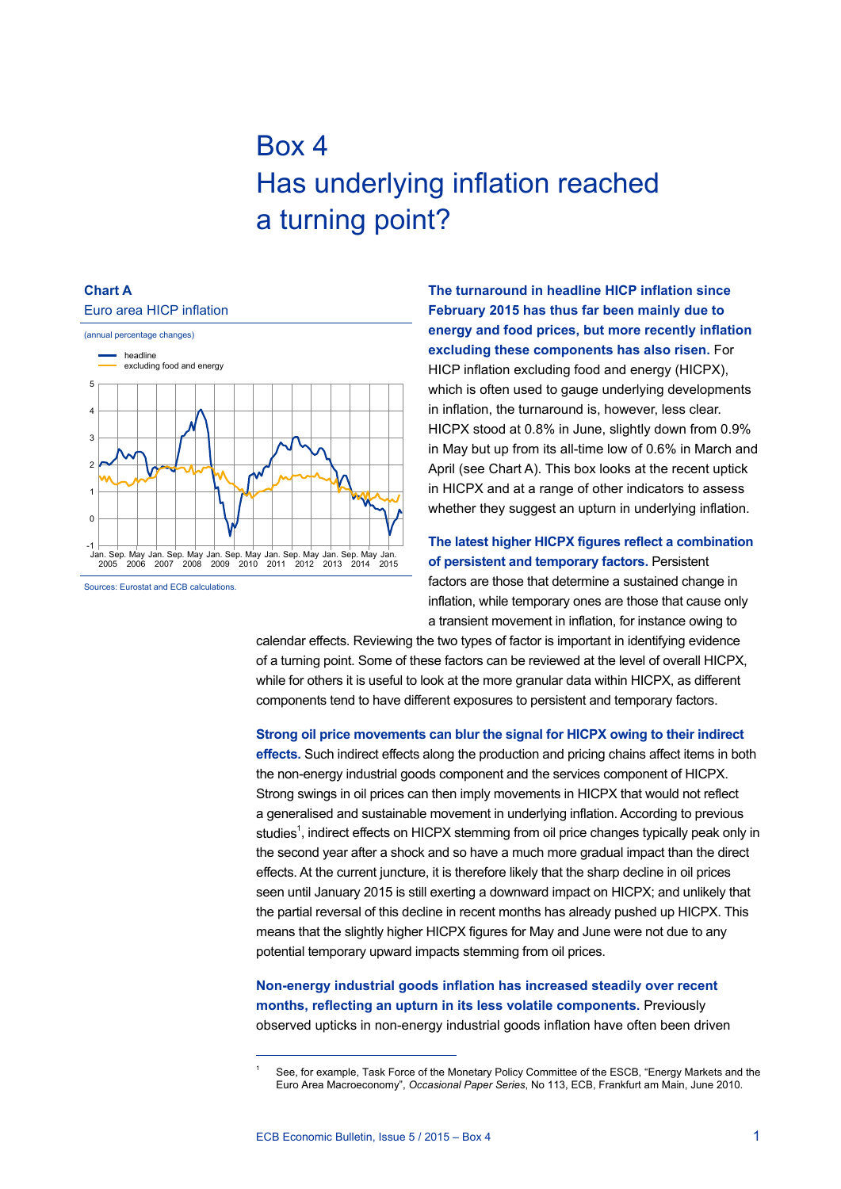# Box 4
# Has underlying inflation reached a turning point?

**Chart A**
Euro area HICP inflation

(annual percentage changes)

headline
excluding food and energy

Sources: Eurostat and ECB calculations.

**The turnaround in headline HICP inflation since February 2015 has thus far been mainly due to energy and food prices, but more recently inflation excluding these components has also risen.** For HICP inflation excluding food and energy (HICPX), which is often used to gauge underlying developments in inflation, the turnaround is, however, less clear. HICPX stood at 0.8% in June, slightly down from 0.9% in May but up from its all-time low of 0.6% in March and April (see Chart A). This box looks at the recent uptick in HICPX and at a range of other indicators to assess whether they suggest an upturn in underlying inflation.

**The latest higher HICPX figures reflect a combination of persistent and temporary factors.** Persistent factors are those that determine a sustained change in inflation, while temporary ones are those that cause only a transient movement in inflation, for instance owing to calendar effects. Reviewing the two types of factor is important in identifying evidence of a turning point. Some of these factors can be reviewed at the level of overall HICPX, while for others it is useful to look at the more granular data within HICPX, as different components tend to have different exposures to persistent and temporary factors.

**Strong oil price movements can blur the signal for HICPX owing to their indirect effects.** Such indirect effects along the production and pricing chains affect items in both the non-energy industrial goods component and the services component of HICPX. Strong swings in oil prices can then imply movements in HICPX that would not reflect a generalised and sustainable movement in underlying inflation. According to previous studies[1], indirect effects on HICPX stemming from oil price changes typically peak only in the second year after a shock and so have a much more gradual impact than the direct effects. At the current juncture, it is therefore likely that the sharp decline in oil prices seen until January 2015 is still exerting a downward impact on HICPX; and unlikely that the partial reversal of this decline in recent months has already pushed up HICPX. This means that the slightly higher HICPX figures for May and June were not due to any potential temporary upward impacts stemming from oil prices.

**Non-energy industrial goods inflation has increased steadily over recent months, reflecting an upturn in its less volatile components.** Previously observed upticks in non-energy industrial goods inflation have often been driven

[1] See, for example, Task Force of the Monetary Policy Committee of the ESCB, "Energy Markets and the Euro Area Macroeconomy", *Occasional Paper Series*, No 113, ECB, Frankfurt am Main, June 2010.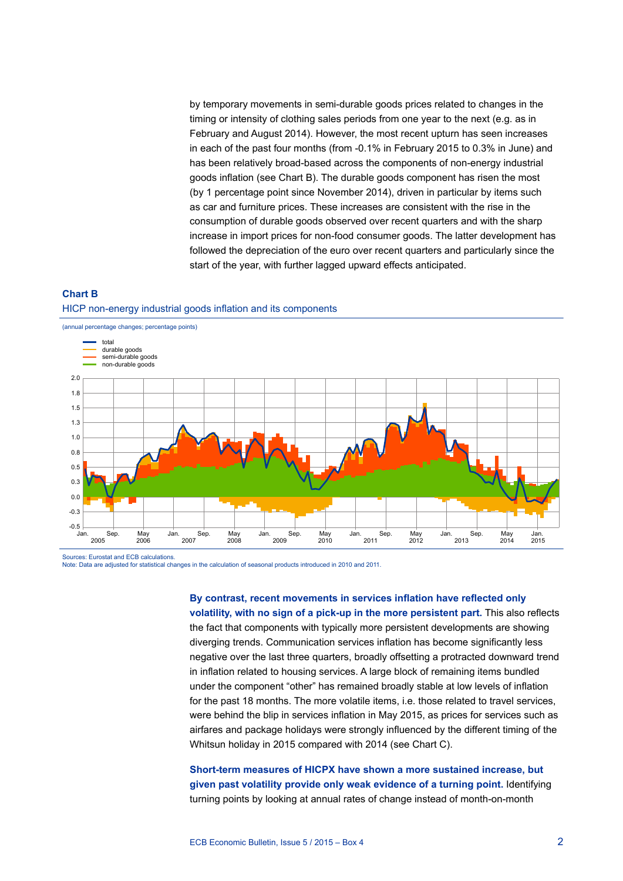by temporary movements in semi-durable goods prices related to changes in the timing or intensity of clothing sales periods from one year to the next (e.g. as in February and August 2014). However, the most recent upturn has seen increases in each of the past four months (from -0.1% in February 2015 to 0.3% in June) and has been relatively broad-based across the components of non-energy industrial goods inflation (see Chart B). The durable goods component has risen the most (by 1 percentage point since November 2014), driven in particular by items such as car and furniture prices. These increases are consistent with the rise in the consumption of durable goods observed over recent quarters and with the sharp increase in import prices for non-food consumer goods. The latter development has followed the depreciation of the euro over recent quarters and particularly since the start of the year, with further lagged upward effects anticipated.

**Chart B**

HICP non-energy industrial goods inflation and its components

(annual percentage changes; percentage points)

Sources: Eurostat and ECB calculations.
Note: Data are adjusted for statistical changes in the calculation of seasonal products introduced in 2010 and 2011.

**By contrast, recent movements in services inflation have reflected only volatility, with no sign of a pick-up in the more persistent part.** This also reflects the fact that components with typically more persistent developments are showing diverging trends. Communication services inflation has become significantly less negative over the last three quarters, broadly offsetting a protracted downward trend in inflation related to housing services. A large block of remaining items bundled under the component "other" has remained broadly stable at low levels of inflation for the past 18 months. The more volatile items, i.e. those related to travel services, were behind the blip in services inflation in May 2015, as prices for services such as airfares and package holidays were strongly influenced by the different timing of the Whitsun holiday in 2015 compared with 2014 (see Chart C).

**Short-term measures of HICPX have shown a more sustained increase, but given past volatility provide only weak evidence of a turning point.** Identifying turning points by looking at annual rates of change instead of month-on-month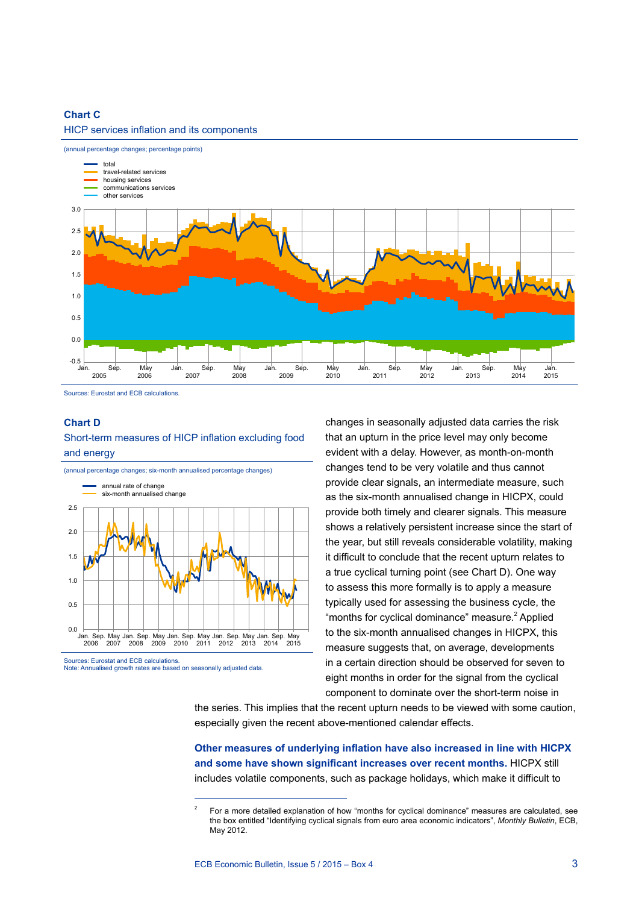**Chart C**

HICP services inflation and its components

(annual percentage changes; percentage points)

Sources: Eurostat and ECB calculations.

**Chart D**

Short-term measures of HICP inflation excluding food and energy

(annual percentage changes; six-month annualised percentage changes)

Sources: Eurostat and ECB calculations.
Note: Annualised growth rates are based on seasonally adjusted data.

changes in seasonally adjusted data carries the risk that an upturn in the price level may only become evident with a delay. However, as month-on-month changes tend to be very volatile and thus cannot provide clear signals, an intermediate measure, such as the six-month annualised change in HICPX, could provide both timely and clearer signals. This measure shows a relatively persistent increase since the start of the year, but still reveals considerable volatility, making it difficult to conclude that the recent upturn relates to a true cyclical turning point (see Chart D). One way to assess this more formally is to apply a measure typically used for assessing the business cycle, the "months for cyclical dominance" measure.[2] Applied to the six-month annualised changes in HICPX, this measure suggests that, on average, developments in a certain direction should be observed for seven to eight months in order for the signal from the cyclical component to dominate over the short-term noise in the series. This implies that the recent upturn needs to be viewed with some caution, especially given the recent above-mentioned calendar effects.

**Other measures of underlying inflation have also increased in line with HICPX and some have shown significant increases over recent months.** HICPX still includes volatile components, such as package holidays, which make it difficult to

[2] For a more detailed explanation of how "months for cyclical dominance" measures are calculated, see the box entitled "Identifying cyclical signals from euro area economic indicators", *Monthly Bulletin*, ECB, May 2012.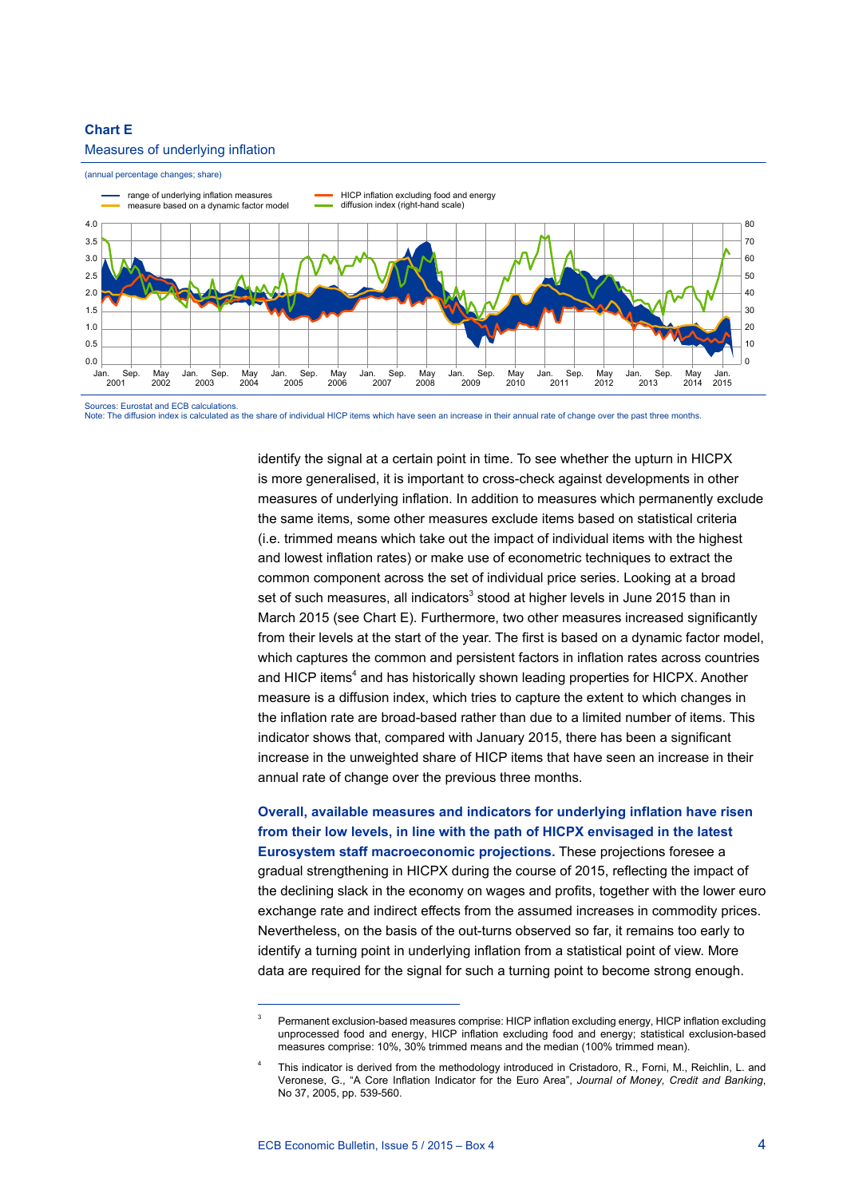**Chart E**

Measures of underlying inflation

(annual percentage changes; share)

range of underlying inflation measures
measure based on a dynamic factor model
HICP inflation excluding food and energy
diffusion index (right-hand scale)

4.0
3.5
3.0
2.5
2.0
1.5
1.0
0.5
0.0

80
70
60
50
40
30
20
10
0

Jan. 2001, Sep., May 2002, Jan. 2003, Sep., May 2004, Jan. 2005, Sep., May 2006, Jan. 2007, Sep., May 2008, Jan. 2009, Sep., May 2010, Jan. 2011, Sep., May 2012, Jan. 2013, Sep., May 2014, Jan. 2015

Sources: Eurostat and ECB calculations.
Note: The diffusion index is calculated as the share of individual HICP items which have seen an increase in their annual rate of change over the past three months.

identify the signal at a certain point in time. To see whether the upturn in HICPX is more generalised, it is important to cross-check against developments in other measures of underlying inflation. In addition to measures which permanently exclude the same items, some other measures exclude items based on statistical criteria (i.e. trimmed means which take out the impact of individual items with the highest and lowest inflation rates) or make use of econometric techniques to extract the common component across the set of individual price series. Looking at a broad set of such measures, all indicators[3] stood at higher levels in June 2015 than in March 2015 (see Chart E). Furthermore, two other measures increased significantly from their levels at the start of the year. The first is based on a dynamic factor model, which captures the common and persistent factors in inflation rates across countries and HICP items[4] and has historically shown leading properties for HICPX. Another measure is a diffusion index, which tries to capture the extent to which changes in the inflation rate are broad-based rather than due to a limited number of items. This indicator shows that, compared with January 2015, there has been a significant increase in the unweighted share of HICP items that have seen an increase in their annual rate of change over the previous three months.

**Overall, available measures and indicators for underlying inflation have risen from their low levels, in line with the path of HICPX envisaged in the latest Eurosystem staff macroeconomic projections.** These projections foresee a gradual strengthening in HICPX during the course of 2015, reflecting the impact of the declining slack in the economy on wages and profits, together with the lower euro exchange rate and indirect effects from the assumed increases in commodity prices. Nevertheless, on the basis of the out-turns observed so far, it remains too early to identify a turning point in underlying inflation from a statistical point of view. More data are required for the signal for such a turning point to become strong enough.

---

[3] Permanent exclusion-based measures comprise: HICP inflation excluding energy, HICP inflation excluding unprocessed food and energy, HICP inflation excluding food and energy; statistical exclusion-based measures comprise: 10%, 30% trimmed means and the median (100% trimmed mean).

[4] This indicator is derived from the methodology introduced in Cristadoro, R., Forni, M., Reichlin, L. and Veronese, G., "A Core Inflation Indicator for the Euro Area", *Journal of Money, Credit and Banking*, No 37, 2005, pp. 539-560.